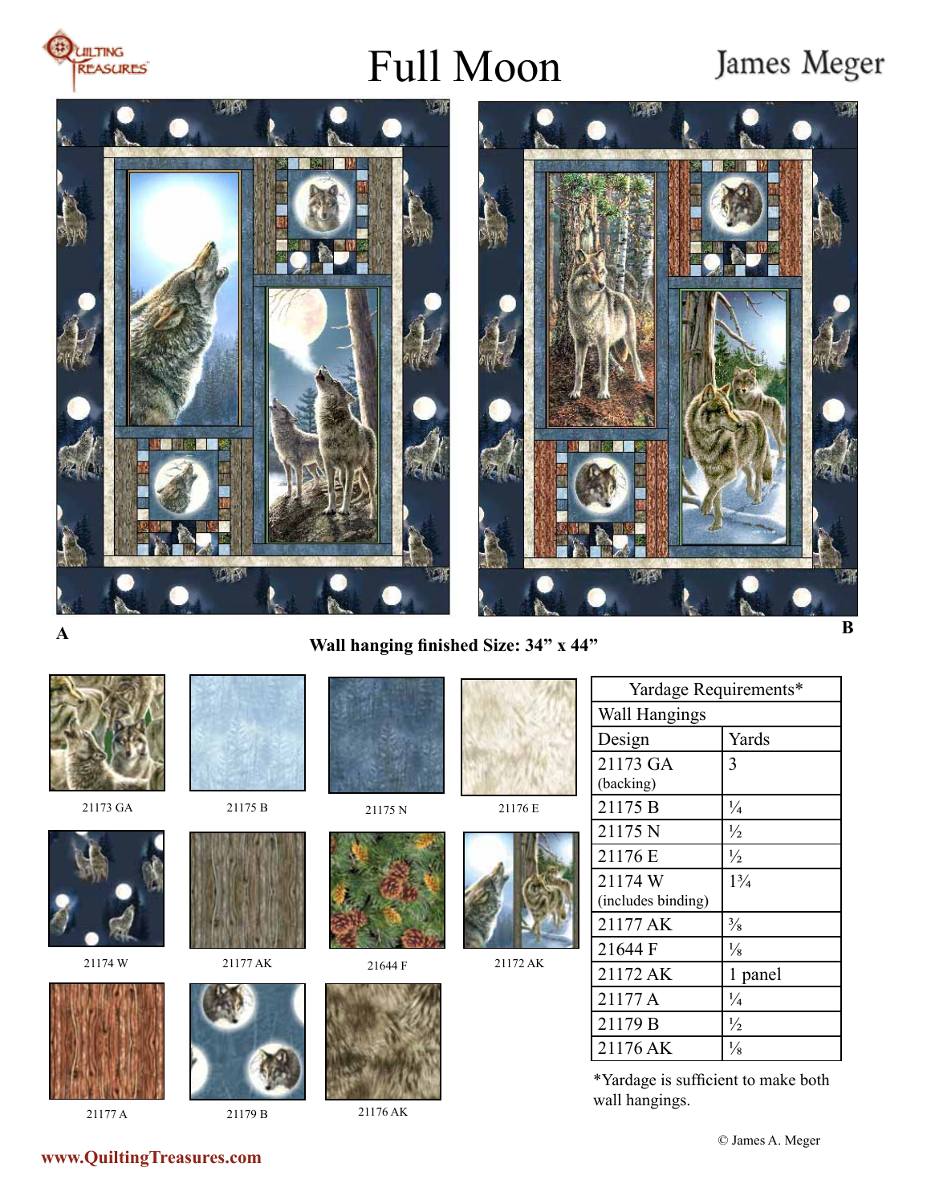# Full Moon

James Meger

A

B

**Wall hanging finished Size: 34" x 44"**

21173 GA

21175 B

21175 N

21176 E

21174 W

21177 AK

21644 F

21172 AK

21177 A

21179 B

21176 AK

| Yardage Requirements* | |
|---|---|
| Wall Hangings | |
| Design | Yards |
| 21173 GA (backing) | 3 |
| 21175 B | ¼ |
| 21175 N | ½ |
| 21176 E | ½ |
| 21174 W (includes binding) | 1¾ |
| 21177 AK | ⅜ |
| 21644 F | ⅛ |
| 21172 AK | 1 panel |
| 21177 A | ¼ |
| 21179 B | ½ |
| 21176 AK | ⅛ |

*Yardage is sufficient to make both wall hangings.

© James A. Meger

www.QuiltingTreasures.com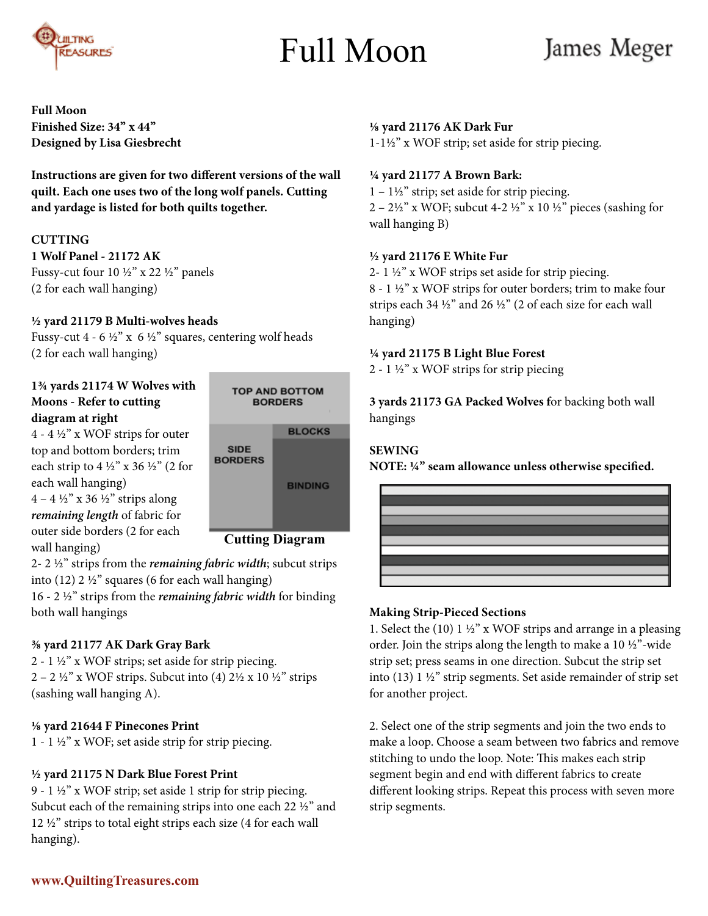# Full Moon

James Meger

**Full Moon**
**Finished Size: 34" x 44"**
**Designed by Lisa Giesbrecht**

**Instructions are given for two different versions of the wall quilt. Each one uses two of the long wolf panels. Cutting and yardage is listed for both quilts together.**

**CUTTING**

**1 Wolf Panel - 21172 AK**
Fussy-cut four 10 ½" x 22 ½" panels (2 for each wall hanging)

**½ yard 21179 B Multi-wolves heads**
Fussy-cut 4 - 6 ½" x 6 ½" squares, centering wolf heads (2 for each wall hanging)

**1¾ yards 21174 W Wolves with Moons - Refer to cutting diagram at right**
4 - 4 ½" x WOF strips for outer top and bottom borders; trim each strip to 4 ½" x 36 ½" (2 for each wall hanging)
4 – 4 ½" x 36 ½" strips along *remaining length* of fabric for outer side borders (2 for each wall hanging)
2- 2 ½" strips from the *remaining fabric width*; subcut strips into (12) 2 ½" squares (6 for each wall hanging)
16 - 2 ½" strips from the *remaining fabric width* for binding both wall hangings

TOP AND BOTTOM BORDERS | SIDE BORDERS | BLOCKS | BINDING

Cutting Diagram

**⅜ yard 21177 AK Dark Gray Bark**
2 - 1 ½" x WOF strips; set aside for strip piecing.
2 – 2 ½" x WOF strips. Subcut into (4) 2½ x 10 ½" strips (sashing wall hanging A).

**⅛ yard 21644 F Pinecones Print**
1 - 1 ½" x WOF; set aside strip for strip piecing.

**½ yard 21175 N Dark Blue Forest Print**
9 - 1 ½" x WOF strip; set aside 1 strip for strip piecing. Subcut each of the remaining strips into one each 22 ½" and 12 ½" strips to total eight strips each size (4 for each wall hanging).

**⅛ yard 21176 AK Dark Fur**
1-1½" x WOF strip; set aside for strip piecing.

**¼ yard 21177 A Brown Bark:**
1 – 1½" strip; set aside for strip piecing.
2 – 2½" x WOF; subcut 4-2 ½" x 10 ½" pieces (sashing for wall hanging B)

**½ yard 21176 E White Fur**
2- 1 ½" x WOF strips set aside for strip piecing.
8 - 1 ½" x WOF strips for outer borders; trim to make four strips each 34 ½" and 26 ½" (2 of each size for each wall hanging)

**¼ yard 21175 B Light Blue Forest**
2 - 1 ½" x WOF strips for strip piecing

**3 yards 21173 GA Packed Wolves f**or backing both wall hangings

**SEWING**
**NOTE: ¼" seam allowance unless otherwise specified.**

**Making Strip-Pieced Sections**

1. Select the (10) 1 ½" x WOF strips and arrange in a pleasing order. Join the strips along the length to make a 10 ½"-wide strip set; press seams in one direction. Subcut the strip set into (13) 1 ½" strip segments. Set aside remainder of strip set for another project.

2. Select one of the strip segments and join the two ends to make a loop. Choose a seam between two fabrics and remove stitching to undo the loop. Note: This makes each strip segment begin and end with different fabrics to create different looking strips. Repeat this process with seven more strip segments.

www.QuiltingTreasures.com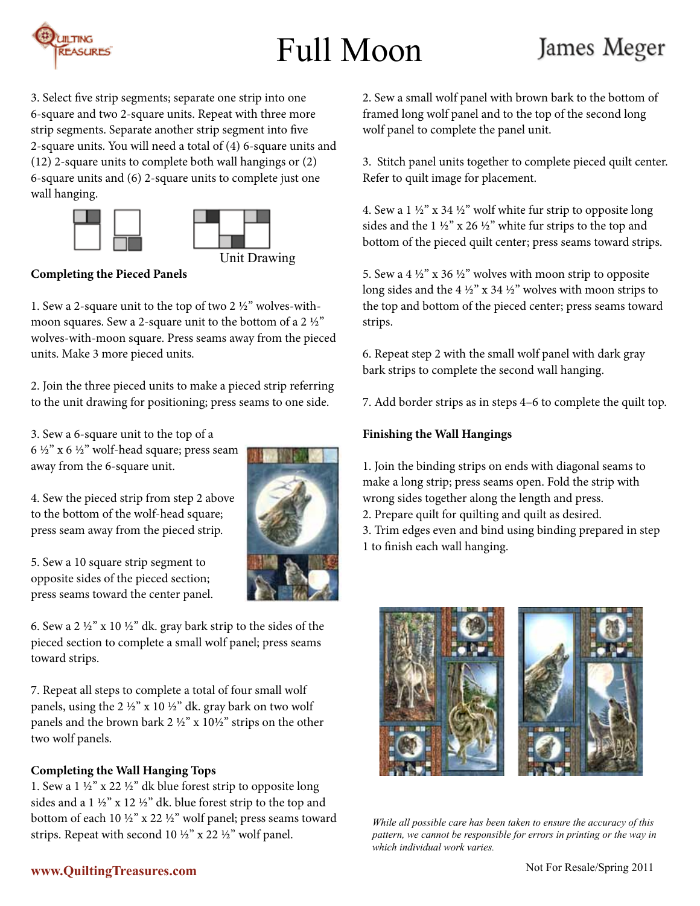3. Select five strip segments; separate one strip into one 6-square and two 2-square units. Repeat with three more strip segments. Separate another strip segment into five 2-square units. You will need a total of (4) 6-square units and (12) 2-square units to complete both wall hangings or (2) 6-square units and (6) 2-square units to complete just one wall hanging.

Unit Drawing

**Completing the Pieced Panels**

1. Sew a 2-square unit to the top of two 2 ½" wolves-with-moon squares. Sew a 2-square unit to the bottom of a 2 ½" wolves-with-moon square. Press seams away from the pieced units. Make 3 more pieced units.

2. Join the three pieced units to make a pieced strip referring to the unit drawing for positioning; press seams to one side.

3. Sew a 6-square unit to the top of a 6 ½" x 6 ½" wolf-head square; press seam away from the 6-square unit.

4. Sew the pieced strip from step 2 above to the bottom of the wolf-head square; press seam away from the pieced strip.

5. Sew a 10 square strip segment to opposite sides of the pieced section; press seams toward the center panel.

6. Sew a 2 ½" x 10 ½" dk. gray bark strip to the sides of the pieced section to complete a small wolf panel; press seams toward strips.

7. Repeat all steps to complete a total of four small wolf panels, using the 2 ½" x 10 ½" dk. gray bark on two wolf panels and the brown bark 2 ½" x 10½" strips on the other two wolf panels.

**Completing the Wall Hanging Tops**

1. Sew a 1 ½" x 22 ½" dk blue forest strip to opposite long sides and a 1 ½" x 12 ½" dk. blue forest strip to the top and bottom of each 10 ½" x 22 ½" wolf panel; press seams toward strips. Repeat with second 10 ½" x 22 ½" wolf panel.

2. Sew a small wolf panel with brown bark to the bottom of framed long wolf panel and to the top of the second long wolf panel to complete the panel unit.

3. Stitch panel units together to complete pieced quilt center. Refer to quilt image for placement.

4. Sew a 1 ½" x 34 ½" wolf white fur strip to opposite long sides and the 1 ½" x 26 ½" white fur strips to the top and bottom of the pieced quilt center; press seams toward strips.

5. Sew a 4 ½" x 36 ½" wolves with moon strip to opposite long sides and the 4 ½" x 34 ½" wolves with moon strips to the top and bottom of the pieced center; press seams toward strips.

6. Repeat step 2 with the small wolf panel with dark gray bark strips to complete the second wall hanging.

7. Add border strips as in steps 4–6 to complete the quilt top.

**Finishing the Wall Hangings**

1. Join the binding strips on ends with diagonal seams to make a long strip; press seams open. Fold the strip with wrong sides together along the length and press.
2. Prepare quilt for quilting and quilt as desired.
3. Trim edges even and bind using binding prepared in step 1 to finish each wall hanging.

*While all possible care has been taken to ensure the accuracy of this pattern, we cannot be responsible for errors in printing or the way in which individual work varies.*

www.QuiltingTreasures.com

Not For Resale/Spring 2011